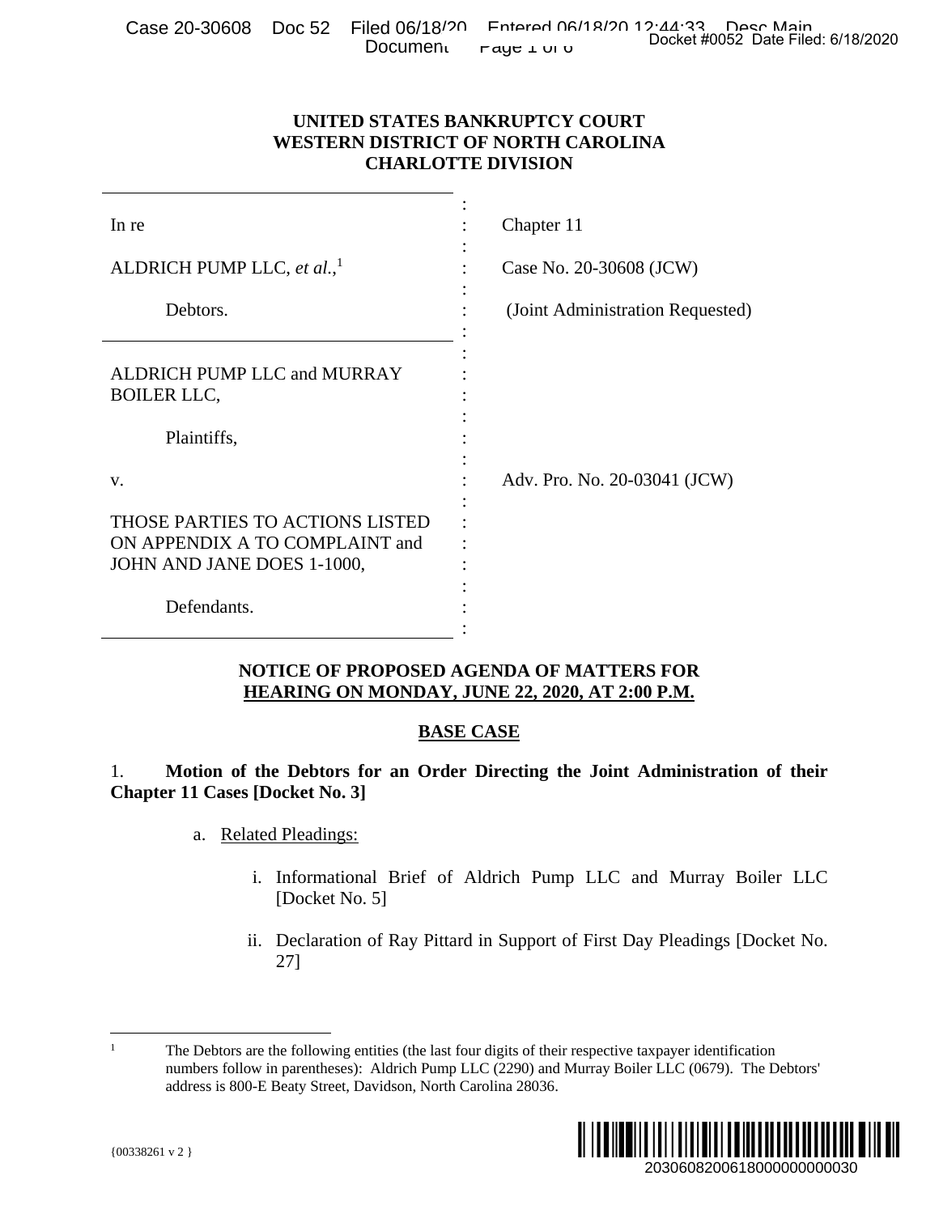# UNITED STATES BANKRUPTCY COURT
# WESTERN DISTRICT OF NORTH CAROLINA
# CHARLOTTE DIVISION

| | |
|---|---|
| In re<br><br>ALDRICH PUMP LLC, *et al.*,[1]<br><br>Debtors. | Chapter 11<br><br>Case No. 20-30608 (JCW)<br><br>(Joint Administration Requested) |
| ALDRICH PUMP LLC and MURRAY BOILER LLC,<br><br>Plaintiffs,<br><br>v.<br><br>THOSE PARTIES TO ACTIONS LISTED ON APPENDIX A TO COMPLAINT and JOHN AND JANE DOES 1-1000,<br><br>Defendants. | Adv. Pro. No. 20-03041 (JCW) |

## NOTICE OF PROPOSED AGENDA OF MATTERS FOR HEARING ON MONDAY, JUNE 22, 2020, AT 2:00 P.M.

## BASE CASE

1. **Motion of the Debtors for an Order Directing the Joint Administration of their Chapter 11 Cases [Docket No. 3]**

   a. Related Pleadings:

      i. Informational Brief of Aldrich Pump LLC and Murray Boiler LLC [Docket No. 5]

      ii. Declaration of Ray Pittard in Support of First Day Pleadings [Docket No. 27]

---

[1] The Debtors are the following entities (the last four digits of their respective taxpayer identification numbers follow in parentheses): Aldrich Pump LLC (2290) and Murray Boiler LLC (0679). The Debtors' address is 800-E Beaty Street, Davidson, North Carolina 28036.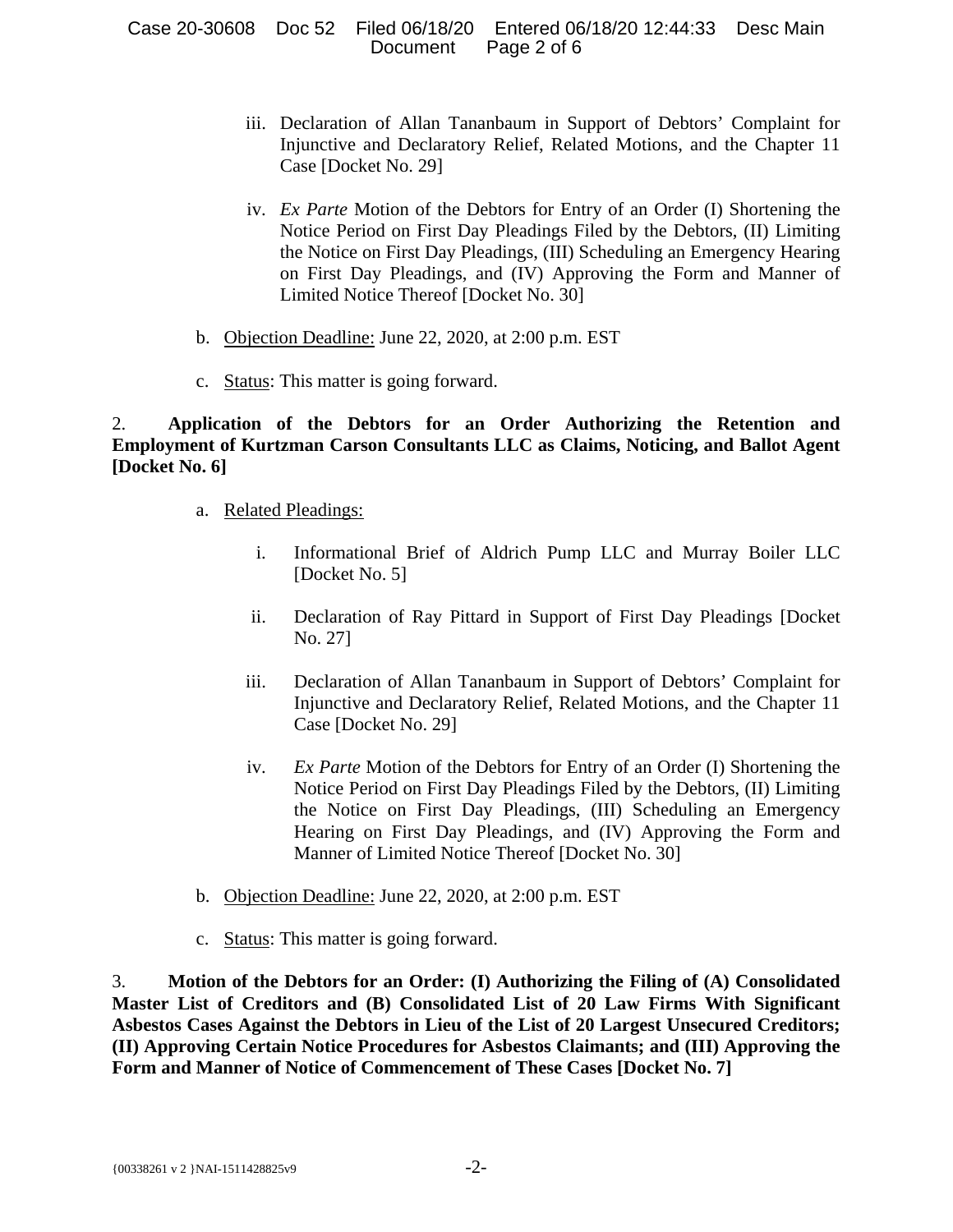iii. Declaration of Allan Tananbaum in Support of Debtors' Complaint for Injunctive and Declaratory Relief, Related Motions, and the Chapter 11 Case [Docket No. 29]

iv. *Ex Parte* Motion of the Debtors for Entry of an Order (I) Shortening the Notice Period on First Day Pleadings Filed by the Debtors, (II) Limiting the Notice on First Day Pleadings, (III) Scheduling an Emergency Hearing on First Day Pleadings, and (IV) Approving the Form and Manner of Limited Notice Thereof [Docket No. 30]

b. Objection Deadline: June 22, 2020, at 2:00 p.m. EST

c. Status: This matter is going forward.

2. **Application of the Debtors for an Order Authorizing the Retention and Employment of Kurtzman Carson Consultants LLC as Claims, Noticing, and Ballot Agent [Docket No. 6]**

a. Related Pleadings:

i. Informational Brief of Aldrich Pump LLC and Murray Boiler LLC [Docket No. 5]

ii. Declaration of Ray Pittard in Support of First Day Pleadings [Docket No. 27]

iii. Declaration of Allan Tananbaum in Support of Debtors' Complaint for Injunctive and Declaratory Relief, Related Motions, and the Chapter 11 Case [Docket No. 29]

iv. *Ex Parte* Motion of the Debtors for Entry of an Order (I) Shortening the Notice Period on First Day Pleadings Filed by the Debtors, (II) Limiting the Notice on First Day Pleadings, (III) Scheduling an Emergency Hearing on First Day Pleadings, and (IV) Approving the Form and Manner of Limited Notice Thereof [Docket No. 30]

b. Objection Deadline: June 22, 2020, at 2:00 p.m. EST

c. Status: This matter is going forward.

3. **Motion of the Debtors for an Order: (I) Authorizing the Filing of (A) Consolidated Master List of Creditors and (B) Consolidated List of 20 Law Firms With Significant Asbestos Cases Against the Debtors in Lieu of the List of 20 Largest Unsecured Creditors; (II) Approving Certain Notice Procedures for Asbestos Claimants; and (III) Approving the Form and Manner of Notice of Commencement of These Cases [Docket No. 7]**

{00338261 v 2 }NAI-1511428825v9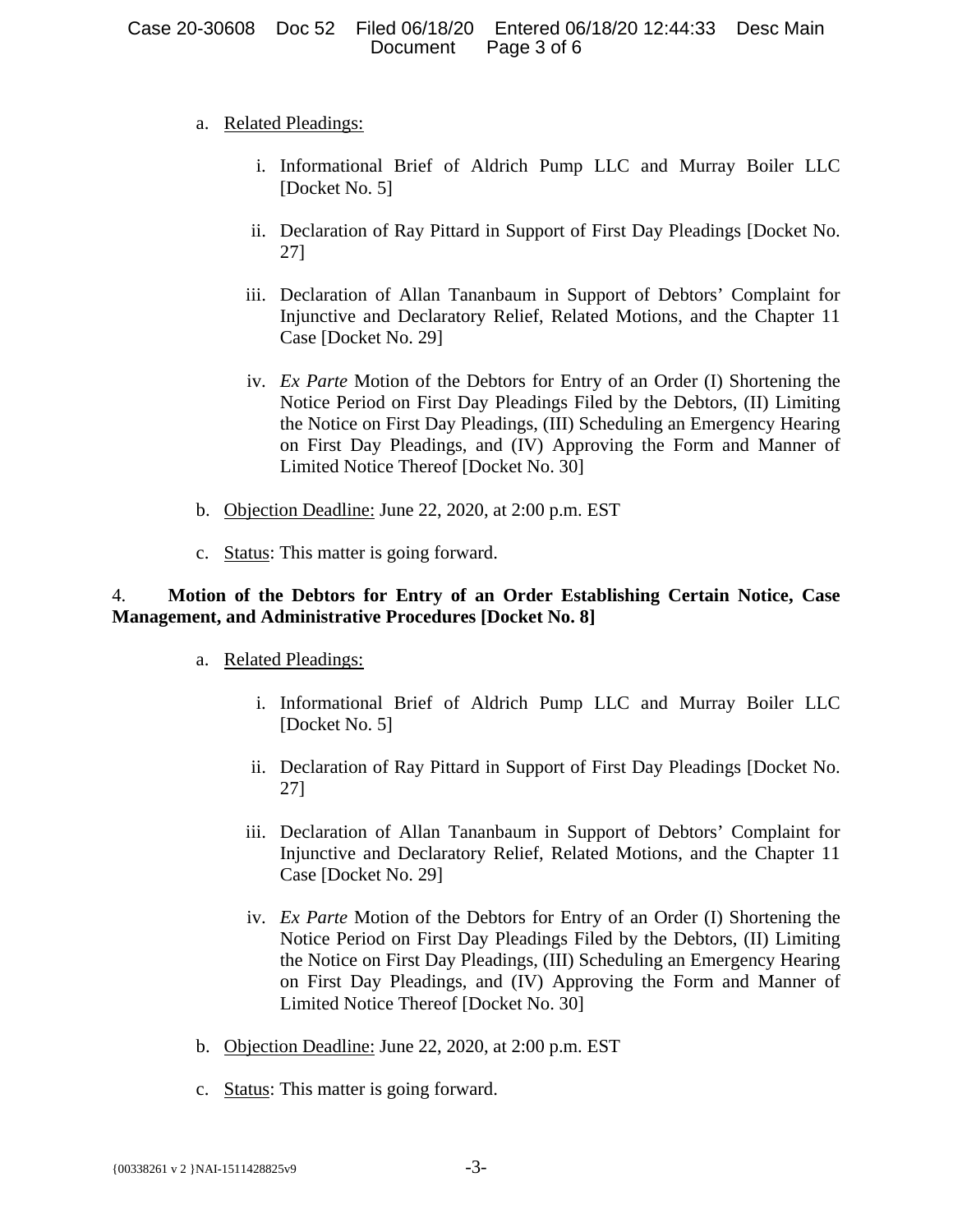a. Related Pleadings:

    i. Informational Brief of Aldrich Pump LLC and Murray Boiler LLC [Docket No. 5]

    ii. Declaration of Ray Pittard in Support of First Day Pleadings [Docket No. 27]

    iii. Declaration of Allan Tananbaum in Support of Debtors' Complaint for Injunctive and Declaratory Relief, Related Motions, and the Chapter 11 Case [Docket No. 29]

    iv. *Ex Parte* Motion of the Debtors for Entry of an Order (I) Shortening the Notice Period on First Day Pleadings Filed by the Debtors, (II) Limiting the Notice on First Day Pleadings, (III) Scheduling an Emergency Hearing on First Day Pleadings, and (IV) Approving the Form and Manner of Limited Notice Thereof [Docket No. 30]

b. Objection Deadline: June 22, 2020, at 2:00 p.m. EST

c. Status: This matter is going forward.

4. **Motion of the Debtors for Entry of an Order Establishing Certain Notice, Case Management, and Administrative Procedures [Docket No. 8]**

a. Related Pleadings:

    i. Informational Brief of Aldrich Pump LLC and Murray Boiler LLC [Docket No. 5]

    ii. Declaration of Ray Pittard in Support of First Day Pleadings [Docket No. 27]

    iii. Declaration of Allan Tananbaum in Support of Debtors' Complaint for Injunctive and Declaratory Relief, Related Motions, and the Chapter 11 Case [Docket No. 29]

    iv. *Ex Parte* Motion of the Debtors for Entry of an Order (I) Shortening the Notice Period on First Day Pleadings Filed by the Debtors, (II) Limiting the Notice on First Day Pleadings, (III) Scheduling an Emergency Hearing on First Day Pleadings, and (IV) Approving the Form and Manner of Limited Notice Thereof [Docket No. 30]

b. Objection Deadline: June 22, 2020, at 2:00 p.m. EST

c. Status: This matter is going forward.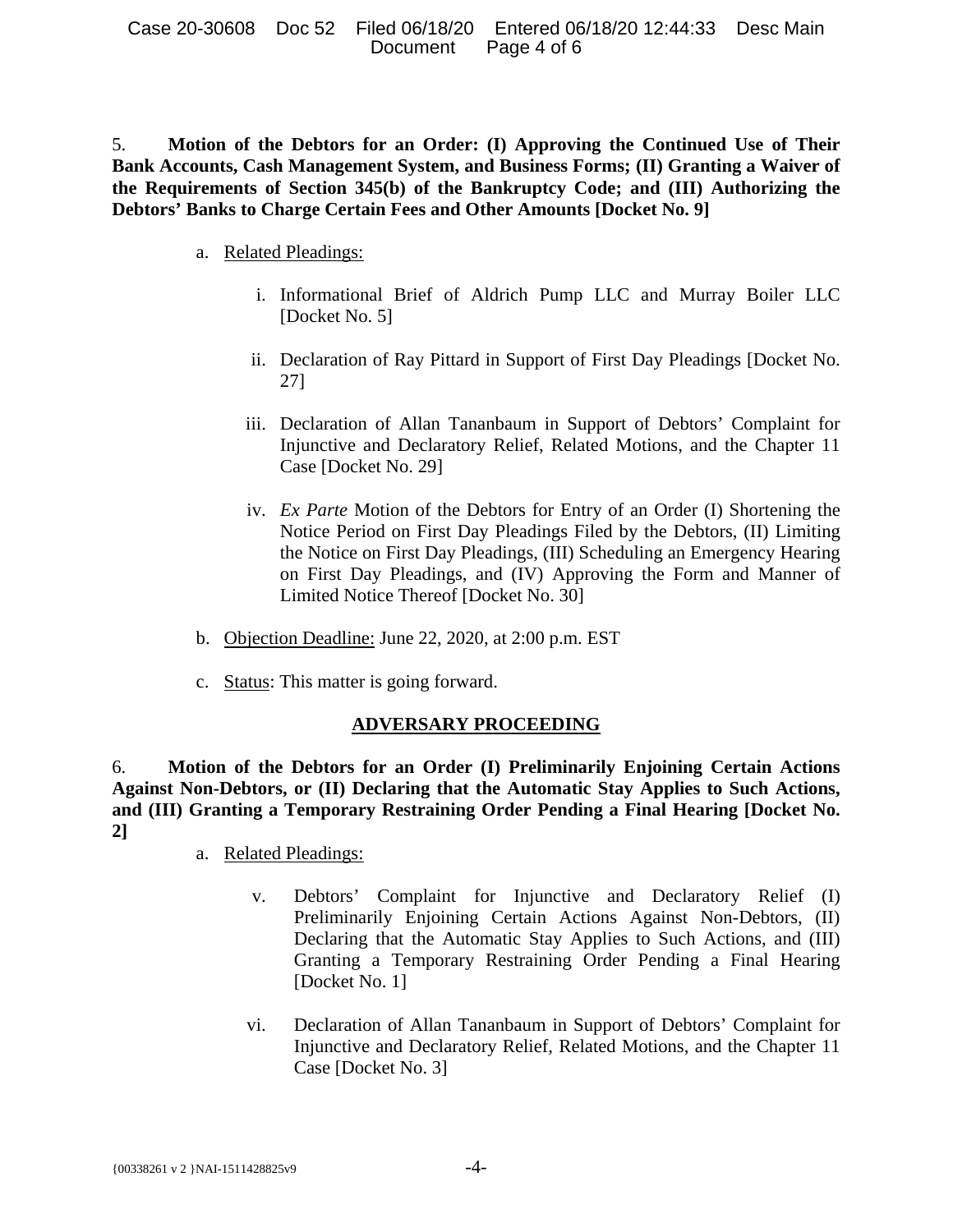5. **Motion of the Debtors for an Order: (I) Approving the Continued Use of Their Bank Accounts, Cash Management System, and Business Forms; (II) Granting a Waiver of the Requirements of Section 345(b) of the Bankruptcy Code; and (III) Authorizing the Debtors' Banks to Charge Certain Fees and Other Amounts [Docket No. 9]**

a. Related Pleadings:

   i. Informational Brief of Aldrich Pump LLC and Murray Boiler LLC [Docket No. 5]

   ii. Declaration of Ray Pittard in Support of First Day Pleadings [Docket No. 27]

   iii. Declaration of Allan Tananbaum in Support of Debtors' Complaint for Injunctive and Declaratory Relief, Related Motions, and the Chapter 11 Case [Docket No. 29]

   iv. *Ex Parte* Motion of the Debtors for Entry of an Order (I) Shortening the Notice Period on First Day Pleadings Filed by the Debtors, (II) Limiting the Notice on First Day Pleadings, (III) Scheduling an Emergency Hearing on First Day Pleadings, and (IV) Approving the Form and Manner of Limited Notice Thereof [Docket No. 30]

b. Objection Deadline: June 22, 2020, at 2:00 p.m. EST

c. Status: This matter is going forward.

## ADVERSARY PROCEEDING

6. **Motion of the Debtors for an Order (I) Preliminarily Enjoining Certain Actions Against Non-Debtors, or (II) Declaring that the Automatic Stay Applies to Such Actions, and (III) Granting a Temporary Restraining Order Pending a Final Hearing [Docket No. 2]**

a. Related Pleadings:

   v. Debtors' Complaint for Injunctive and Declaratory Relief (I) Preliminarily Enjoining Certain Actions Against Non-Debtors, (II) Declaring that the Automatic Stay Applies to Such Actions, and (III) Granting a Temporary Restraining Order Pending a Final Hearing [Docket No. 1]

   vi. Declaration of Allan Tananbaum in Support of Debtors' Complaint for Injunctive and Declaratory Relief, Related Motions, and the Chapter 11 Case [Docket No. 3]

{00338261 v 2 }NAI-1511428825v9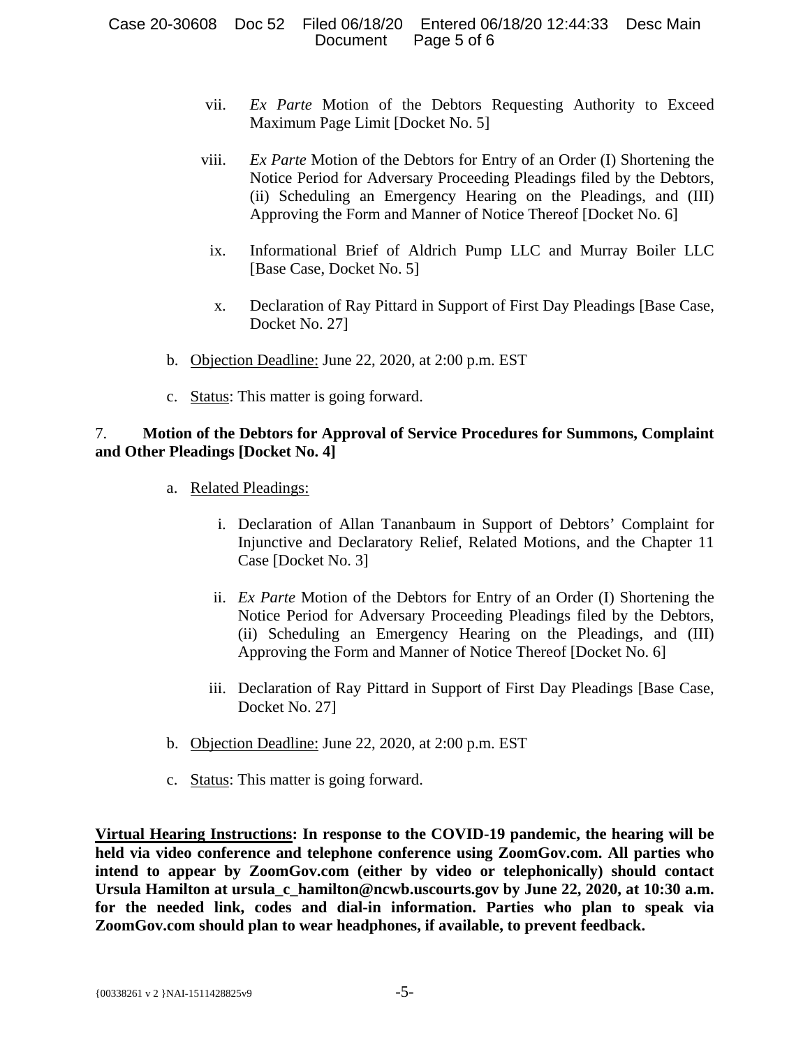vii. *Ex Parte* Motion of the Debtors Requesting Authority to Exceed Maximum Page Limit [Docket No. 5]

viii. *Ex Parte* Motion of the Debtors for Entry of an Order (I) Shortening the Notice Period for Adversary Proceeding Pleadings filed by the Debtors, (ii) Scheduling an Emergency Hearing on the Pleadings, and (III) Approving the Form and Manner of Notice Thereof [Docket No. 6]

ix. Informational Brief of Aldrich Pump LLC and Murray Boiler LLC [Base Case, Docket No. 5]

x. Declaration of Ray Pittard in Support of First Day Pleadings [Base Case, Docket No. 27]

b. Objection Deadline: June 22, 2020, at 2:00 p.m. EST

c. Status: This matter is going forward.

7. **Motion of the Debtors for Approval of Service Procedures for Summons, Complaint and Other Pleadings [Docket No. 4]**

a. Related Pleadings:

i. Declaration of Allan Tananbaum in Support of Debtors' Complaint for Injunctive and Declaratory Relief, Related Motions, and the Chapter 11 Case [Docket No. 3]

ii. *Ex Parte* Motion of the Debtors for Entry of an Order (I) Shortening the Notice Period for Adversary Proceeding Pleadings filed by the Debtors, (ii) Scheduling an Emergency Hearing on the Pleadings, and (III) Approving the Form and Manner of Notice Thereof [Docket No. 6]

iii. Declaration of Ray Pittard in Support of First Day Pleadings [Base Case, Docket No. 27]

b. Objection Deadline: June 22, 2020, at 2:00 p.m. EST

c. Status: This matter is going forward.

**Virtual Hearing Instructions: In response to the COVID-19 pandemic, the hearing will be held via video conference and telephone conference using ZoomGov.com. All parties who intend to appear by ZoomGov.com (either by video or telephonically) should contact Ursula Hamilton at ursula_c_hamilton@ncwb.uscourts.gov by June 22, 2020, at 10:30 a.m. for the needed link, codes and dial-in information. Parties who plan to speak via ZoomGov.com should plan to wear headphones, if available, to prevent feedback.**

{00338261 v 2 }NAI-1511428825v9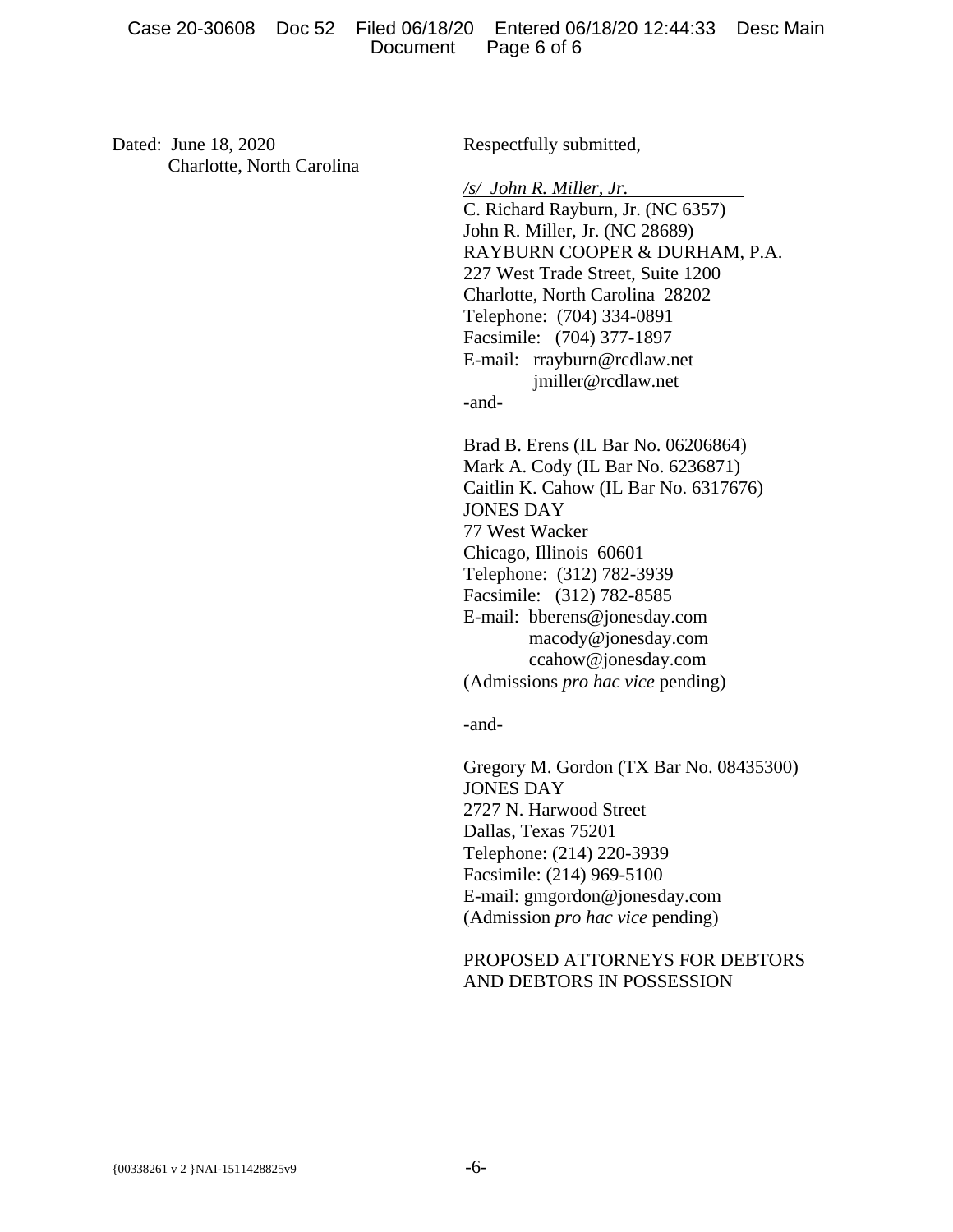Dated: June 18, 2020
Charlotte, North Carolina

Respectfully submitted,

*/s/ John R. Miller, Jr.*

C. Richard Rayburn, Jr. (NC 6357)
John R. Miller, Jr. (NC 28689)
RAYBURN COOPER & DURHAM, P.A.
227 West Trade Street, Suite 1200
Charlotte, North Carolina 28202
Telephone: (704) 334-0891
Facsimile: (704) 377-1897
E-mail: rrayburn@rcdlaw.net
jmiller@rcdlaw.net

-and-

Brad B. Erens (IL Bar No. 06206864)
Mark A. Cody (IL Bar No. 6236871)
Caitlin K. Cahow (IL Bar No. 6317676)
JONES DAY
77 West Wacker
Chicago, Illinois 60601
Telephone: (312) 782-3939
Facsimile: (312) 782-8585
E-mail: bberens@jonesday.com
macody@jonesday.com
ccahow@jonesday.com
(Admissions *pro hac vice* pending)

-and-

Gregory M. Gordon (TX Bar No. 08435300)
JONES DAY
2727 N. Harwood Street
Dallas, Texas 75201
Telephone: (214) 220-3939
Facsimile: (214) 969-5100
E-mail: gmgordon@jonesday.com
(Admission *pro hac vice* pending)

PROPOSED ATTORNEYS FOR DEBTORS AND DEBTORS IN POSSESSION

{00338261 v 2 }NAI-1511428825v9